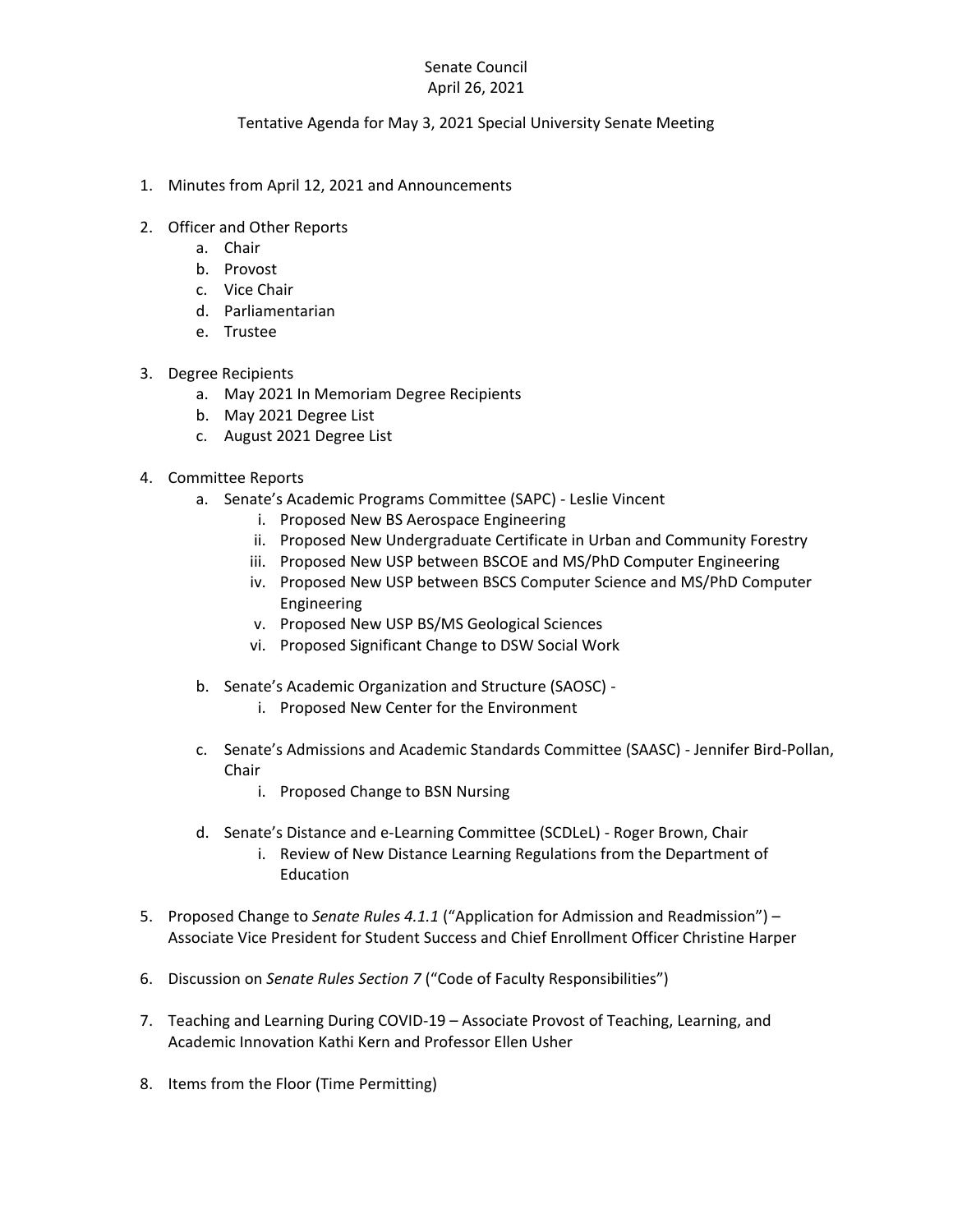Senate Council
April 26, 2021

Tentative Agenda for May 3, 2021 Special University Senate Meeting

1. Minutes from April 12, 2021 and Announcements

2. Officer and Other Reports
   a. Chair
   b. Provost
   c. Vice Chair
   d. Parliamentarian
   e. Trustee

3. Degree Recipients
   a. May 2021 In Memoriam Degree Recipients
   b. May 2021 Degree List
   c. August 2021 Degree List

4. Committee Reports
   a. Senate's Academic Programs Committee (SAPC) - Leslie Vincent
      i. Proposed New BS Aerospace Engineering
      ii. Proposed New Undergraduate Certificate in Urban and Community Forestry
      iii. Proposed New USP between BSCOE and MS/PhD Computer Engineering
      iv. Proposed New USP between BSCS Computer Science and MS/PhD Computer Engineering
      v. Proposed New USP BS/MS Geological Sciences
      vi. Proposed Significant Change to DSW Social Work

   b. Senate's Academic Organization and Structure (SAOSC) -
      i. Proposed New Center for the Environment

   c. Senate's Admissions and Academic Standards Committee (SAASC) - Jennifer Bird-Pollan, Chair
      i. Proposed Change to BSN Nursing

   d. Senate's Distance and e-Learning Committee (SCDLeL) - Roger Brown, Chair
      i. Review of New Distance Learning Regulations from the Department of Education

5. Proposed Change to *Senate Rules 4.1.1* ("Application for Admission and Readmission") – Associate Vice President for Student Success and Chief Enrollment Officer Christine Harper

6. Discussion on *Senate Rules Section 7* ("Code of Faculty Responsibilities")

7. Teaching and Learning During COVID-19 – Associate Provost of Teaching, Learning, and Academic Innovation Kathi Kern and Professor Ellen Usher

8. Items from the Floor (Time Permitting)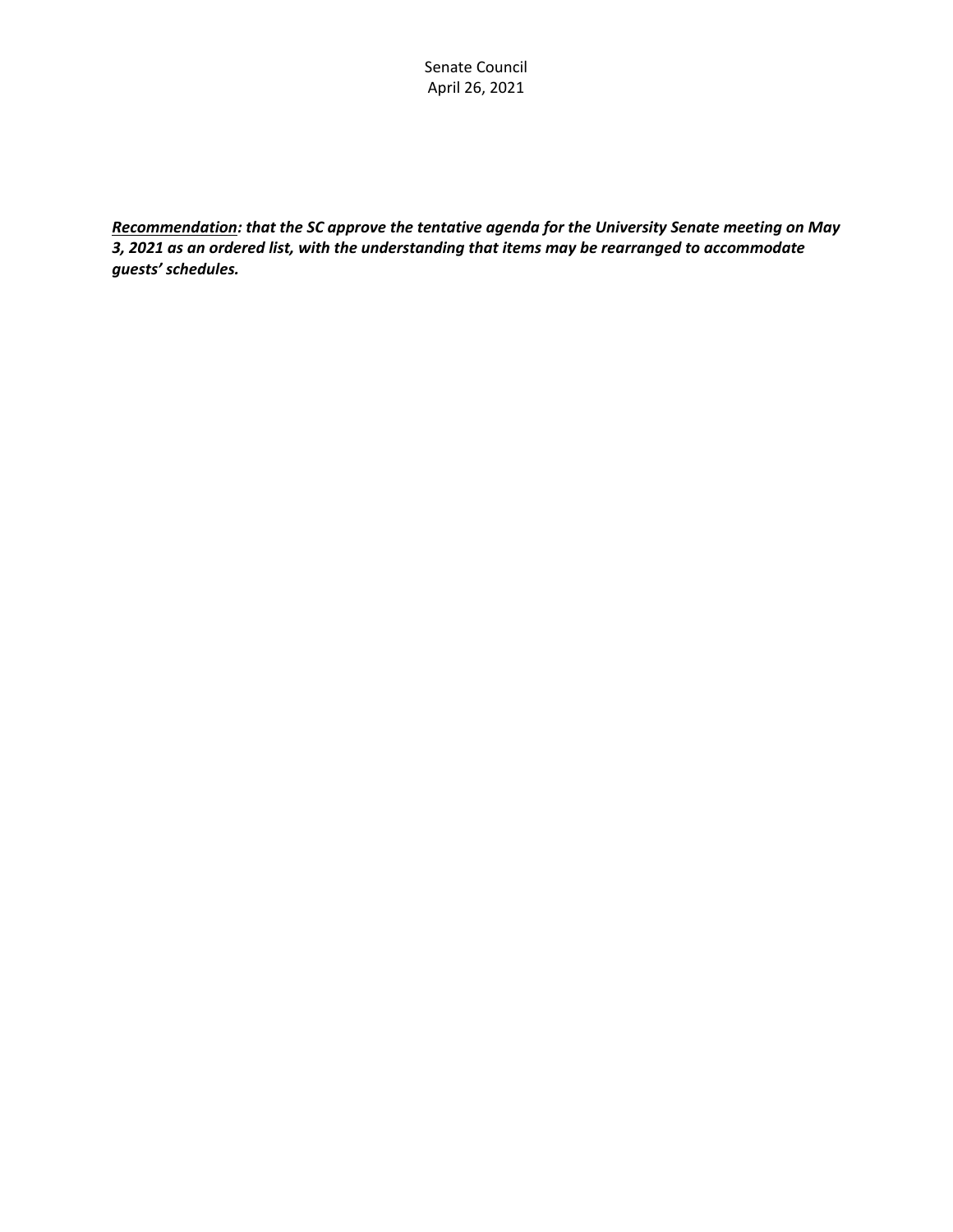Senate Council
April 26, 2021

***<u>Recommendation</u>: that the SC approve the tentative agenda for the University Senate meeting on May 3, 2021 as an ordered list, with the understanding that items may be rearranged to accommodate guests' schedules.***